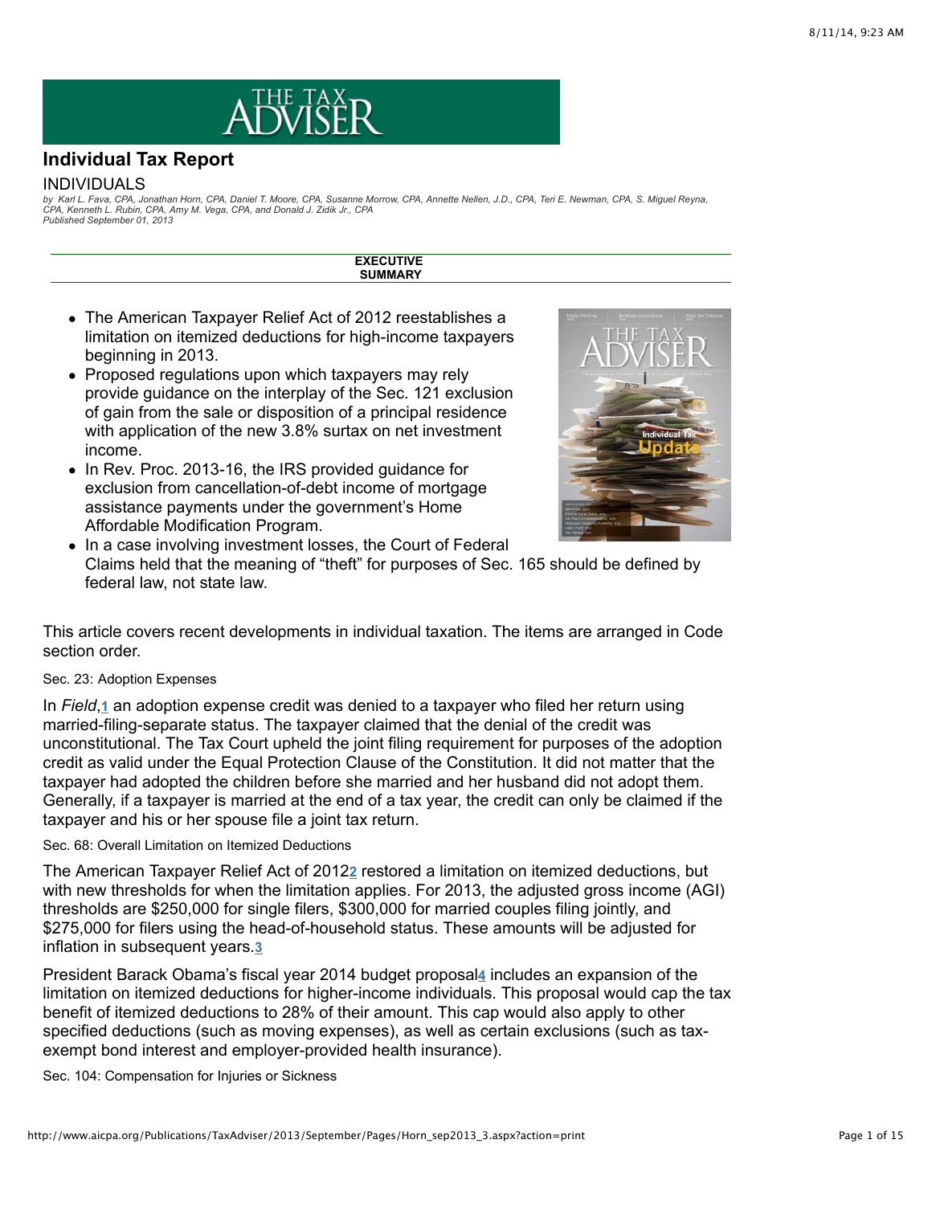# Individual Tax Report

## INDIVIDUALS

*by Karl L. Fava, CPA, Jonathan Horn, CPA, Daniel T. Moore, CPA, Susanne Morrow, CPA, Annette Nellen, J.D., CPA, Teri E. Newman, CPA, S. Miguel Reyna, CPA, Kenneth L. Rubin, CPA, Amy M. Vega, CPA, and Donald J. Zidik Jr., CPA*
*Published September 01, 2013*

**EXECUTIVE SUMMARY**

- The American Taxpayer Relief Act of 2012 reestablishes a limitation on itemized deductions for high-income taxpayers beginning in 2013.
- Proposed regulations upon which taxpayers may rely provide guidance on the interplay of the Sec. 121 exclusion of gain from the sale or disposition of a principal residence with application of the new 3.8% surtax on net investment income.
- In Rev. Proc. 2013-16, the IRS provided guidance for exclusion from cancellation-of-debt income of mortgage assistance payments under the government's Home Affordable Modification Program.
- In a case involving investment losses, the Court of Federal Claims held that the meaning of "theft" for purposes of Sec. 165 should be defined by federal law, not state law.

This article covers recent developments in individual taxation. The items are arranged in Code section order.

### Sec. 23: Adoption Expenses

In *Field*,[1] an adoption expense credit was denied to a taxpayer who filed her return using married-filing-separate status. The taxpayer claimed that the denial of the credit was unconstitutional. The Tax Court upheld the joint filing requirement for purposes of the adoption credit as valid under the Equal Protection Clause of the Constitution. It did not matter that the taxpayer had adopted the children before she married and her husband did not adopt them. Generally, if a taxpayer is married at the end of a tax year, the credit can only be claimed if the taxpayer and his or her spouse file a joint tax return.

### Sec. 68: Overall Limitation on Itemized Deductions

The American Taxpayer Relief Act of 2012[2] restored a limitation on itemized deductions, but with new thresholds for when the limitation applies. For 2013, the adjusted gross income (AGI) thresholds are $250,000 for single filers, $300,000 for married couples filing jointly, and $275,000 for filers using the head-of-household status. These amounts will be adjusted for inflation in subsequent years.[3]

President Barack Obama's fiscal year 2014 budget proposal[4] includes an expansion of the limitation on itemized deductions for higher-income individuals. This proposal would cap the tax benefit of itemized deductions to 28% of their amount. This cap would also apply to other specified deductions (such as moving expenses), as well as certain exclusions (such as tax-exempt bond interest and employer-provided health insurance).

### Sec. 104: Compensation for Injuries or Sickness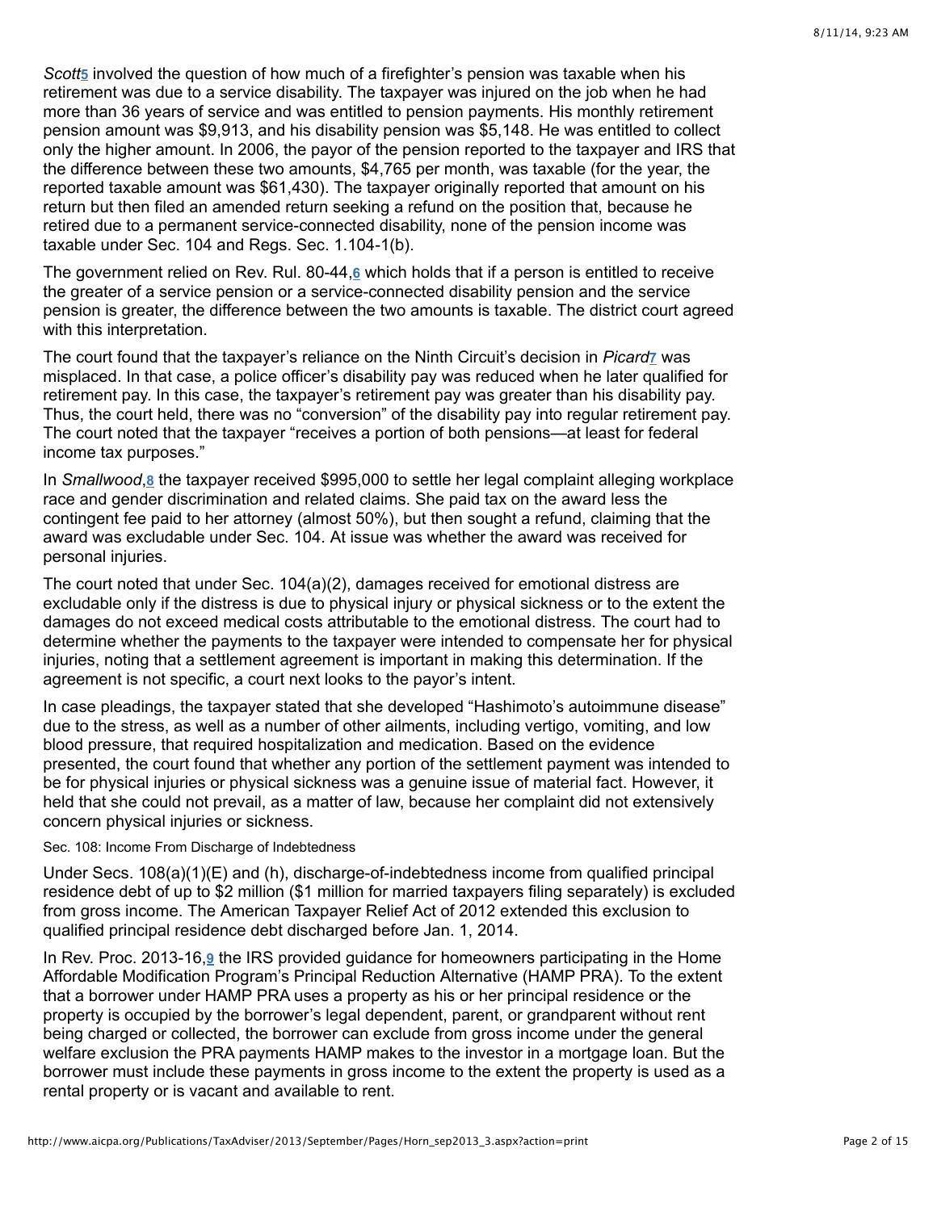*Scott*[5] involved the question of how much of a firefighter's pension was taxable when his retirement was due to a service disability. The taxpayer was injured on the job when he had more than 36 years of service and was entitled to pension payments. His monthly retirement pension amount was $9,913, and his disability pension was $5,148. He was entitled to collect only the higher amount. In 2006, the payor of the pension reported to the taxpayer and IRS that the difference between these two amounts, $4,765 per month, was taxable (for the year, the reported taxable amount was $61,430). The taxpayer originally reported that amount on his return but then filed an amended return seeking a refund on the position that, because he retired due to a permanent service-connected disability, none of the pension income was taxable under Sec. 104 and Regs. Sec. 1.104-1(b).

The government relied on Rev. Rul. 80-44,[6] which holds that if a person is entitled to receive the greater of a service pension or a service-connected disability pension and the service pension is greater, the difference between the two amounts is taxable. The district court agreed with this interpretation.

The court found that the taxpayer's reliance on the Ninth Circuit's decision in *Picard*[7] was misplaced. In that case, a police officer's disability pay was reduced when he later qualified for retirement pay. In this case, the taxpayer's retirement pay was greater than his disability pay. Thus, the court held, there was no "conversion" of the disability pay into regular retirement pay. The court noted that the taxpayer "receives a portion of both pensions—at least for federal income tax purposes."

In *Smallwood*,[8] the taxpayer received $995,000 to settle her legal complaint alleging workplace race and gender discrimination and related claims. She paid tax on the award less the contingent fee paid to her attorney (almost 50%), but then sought a refund, claiming that the award was excludable under Sec. 104. At issue was whether the award was received for personal injuries.

The court noted that under Sec. 104(a)(2), damages received for emotional distress are excludable only if the distress is due to physical injury or physical sickness or to the extent the damages do not exceed medical costs attributable to the emotional distress. The court had to determine whether the payments to the taxpayer were intended to compensate her for physical injuries, noting that a settlement agreement is important in making this determination. If the agreement is not specific, a court next looks to the payor's intent.

In case pleadings, the taxpayer stated that she developed "Hashimoto's autoimmune disease" due to the stress, as well as a number of other ailments, including vertigo, vomiting, and low blood pressure, that required hospitalization and medication. Based on the evidence presented, the court found that whether any portion of the settlement payment was intended to be for physical injuries or physical sickness was a genuine issue of material fact. However, it held that she could not prevail, as a matter of law, because her complaint did not extensively concern physical injuries or sickness.

### Sec. 108: Income From Discharge of Indebtedness

Under Secs. 108(a)(1)(E) and (h), discharge-of-indebtedness income from qualified principal residence debt of up to $2 million ($1 million for married taxpayers filing separately) is excluded from gross income. The American Taxpayer Relief Act of 2012 extended this exclusion to qualified principal residence debt discharged before Jan. 1, 2014.

In Rev. Proc. 2013-16,[9] the IRS provided guidance for homeowners participating in the Home Affordable Modification Program's Principal Reduction Alternative (HAMP PRA). To the extent that a borrower under HAMP PRA uses a property as his or her principal residence or the property is occupied by the borrower's legal dependent, parent, or grandparent without rent being charged or collected, the borrower can exclude from gross income under the general welfare exclusion the PRA payments HAMP makes to the investor in a mortgage loan. But the borrower must include these payments in gross income to the extent the property is used as a rental property or is vacant and available to rent.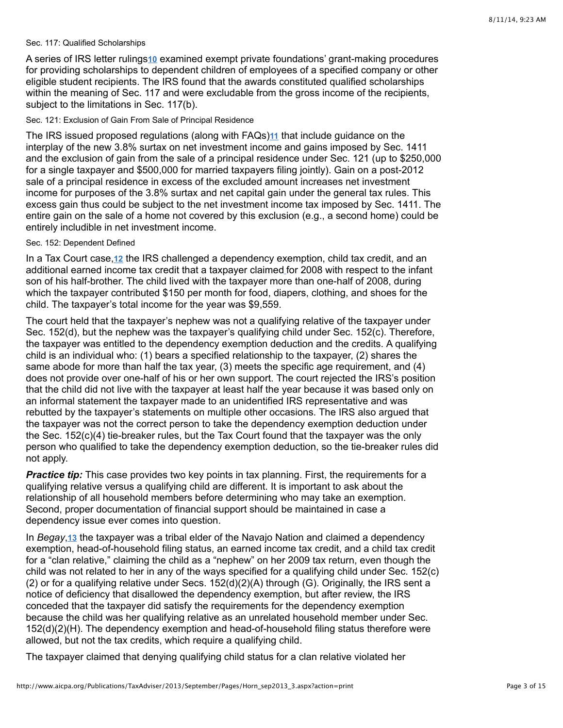### Sec. 117: Qualified Scholarships

A series of IRS letter rulings[10] examined exempt private foundations' grant-making procedures for providing scholarships to dependent children of employees of a specified company or other eligible student recipients. The IRS found that the awards constituted qualified scholarships within the meaning of Sec. 117 and were excludable from the gross income of the recipients, subject to the limitations in Sec. 117(b).

### Sec. 121: Exclusion of Gain From Sale of Principal Residence

The IRS issued proposed regulations (along with FAQs)[11] that include guidance on the interplay of the new 3.8% surtax on net investment income and gains imposed by Sec. 1411 and the exclusion of gain from the sale of a principal residence under Sec. 121 (up to $250,000 for a single taxpayer and $500,000 for married taxpayers filing jointly). Gain on a post-2012 sale of a principal residence in excess of the excluded amount increases net investment income for purposes of the 3.8% surtax and net capital gain under the general tax rules. This excess gain thus could be subject to the net investment income tax imposed by Sec. 1411. The entire gain on the sale of a home not covered by this exclusion (e.g., a second home) could be entirely includible in net investment income.

### Sec. 152: Dependent Defined

In a Tax Court case,[12] the IRS challenged a dependency exemption, child tax credit, and an additional earned income tax credit that a taxpayer claimed for 2008 with respect to the infant son of his half-brother. The child lived with the taxpayer more than one-half of 2008, during which the taxpayer contributed $150 per month for food, diapers, clothing, and shoes for the child. The taxpayer's total income for the year was $9,559.

The court held that the taxpayer's nephew was not a qualifying relative of the taxpayer under Sec. 152(d), but the nephew was the taxpayer's qualifying child under Sec. 152(c). Therefore, the taxpayer was entitled to the dependency exemption deduction and the credits. A qualifying child is an individual who: (1) bears a specified relationship to the taxpayer, (2) shares the same abode for more than half the tax year, (3) meets the specific age requirement, and (4) does not provide over one-half of his or her own support. The court rejected the IRS's position that the child did not live with the taxpayer at least half the year because it was based only on an informal statement the taxpayer made to an unidentified IRS representative and was rebutted by the taxpayer's statements on multiple other occasions. The IRS also argued that the taxpayer was not the correct person to take the dependency exemption deduction under the Sec. 152(c)(4) tie-breaker rules, but the Tax Court found that the taxpayer was the only person who qualified to take the dependency exemption deduction, so the tie-breaker rules did not apply.

***Practice tip:*** This case provides two key points in tax planning. First, the requirements for a qualifying relative versus a qualifying child are different. It is important to ask about the relationship of all household members before determining who may take an exemption. Second, proper documentation of financial support should be maintained in case a dependency issue ever comes into question.

In *Begay*,[13] the taxpayer was a tribal elder of the Navajo Nation and claimed a dependency exemption, head-of-household filing status, an earned income tax credit, and a child tax credit for a "clan relative," claiming the child as a "nephew" on her 2009 tax return, even though the child was not related to her in any of the ways specified for a qualifying child under Sec. 152(c)(2) or for a qualifying relative under Secs. 152(d)(2)(A) through (G). Originally, the IRS sent a notice of deficiency that disallowed the dependency exemption, but after review, the IRS conceded that the taxpayer did satisfy the requirements for the dependency exemption because the child was her qualifying relative as an unrelated household member under Sec. 152(d)(2)(H). The dependency exemption and head-of-household filing status therefore were allowed, but not the tax credits, which require a qualifying child.

The taxpayer claimed that denying qualifying child status for a clan relative violated her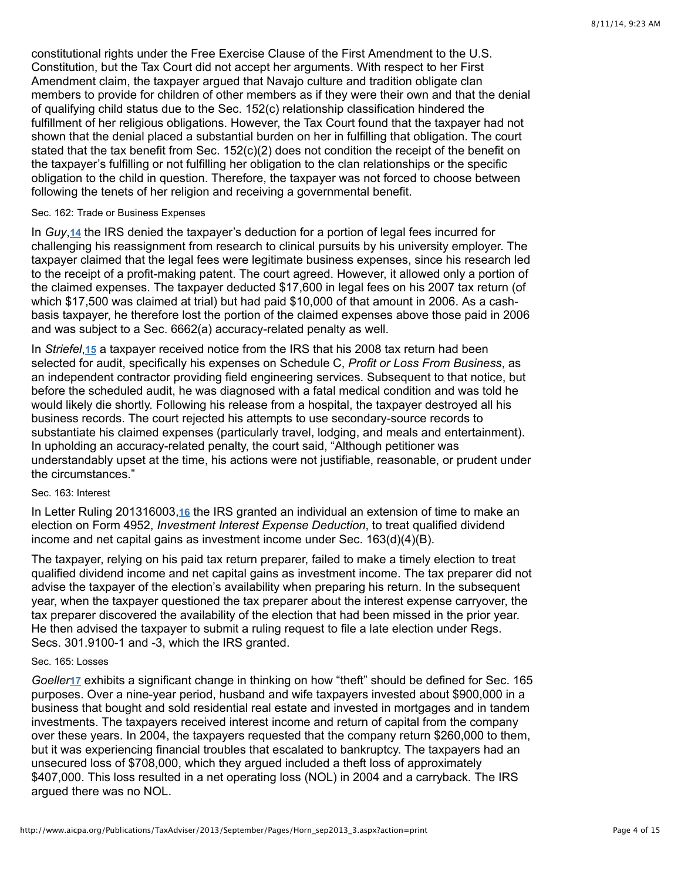constitutional rights under the Free Exercise Clause of the First Amendment to the U.S. Constitution, but the Tax Court did not accept her arguments. With respect to her First Amendment claim, the taxpayer argued that Navajo culture and tradition obligate clan members to provide for children of other members as if they were their own and that the denial of qualifying child status due to the Sec. 152(c) relationship classification hindered the fulfillment of her religious obligations. However, the Tax Court found that the taxpayer had not shown that the denial placed a substantial burden on her in fulfilling that obligation. The court stated that the tax benefit from Sec. 152(c)(2) does not condition the receipt of the benefit on the taxpayer's fulfilling or not fulfilling her obligation to the clan relationships or the specific obligation to the child in question. Therefore, the taxpayer was not forced to choose between following the tenets of her religion and receiving a governmental benefit.

#### Sec. 162: Trade or Business Expenses

In *Guy*,[14] the IRS denied the taxpayer's deduction for a portion of legal fees incurred for challenging his reassignment from research to clinical pursuits by his university employer. The taxpayer claimed that the legal fees were legitimate business expenses, since his research led to the receipt of a profit-making patent. The court agreed. However, it allowed only a portion of the claimed expenses. The taxpayer deducted $17,600 in legal fees on his 2007 tax return (of which $17,500 was claimed at trial) but had paid $10,000 of that amount in 2006. As a cash-basis taxpayer, he therefore lost the portion of the claimed expenses above those paid in 2006 and was subject to a Sec. 6662(a) accuracy-related penalty as well.

In *Striefel*,[15] a taxpayer received notice from the IRS that his 2008 tax return had been selected for audit, specifically his expenses on Schedule C, *Profit or Loss From Business*, as an independent contractor providing field engineering services. Subsequent to that notice, but before the scheduled audit, he was diagnosed with a fatal medical condition and was told he would likely die shortly. Following his release from a hospital, the taxpayer destroyed all his business records. The court rejected his attempts to use secondary-source records to substantiate his claimed expenses (particularly travel, lodging, and meals and entertainment). In upholding an accuracy-related penalty, the court said, "Although petitioner was understandably upset at the time, his actions were not justifiable, reasonable, or prudent under the circumstances."

#### Sec. 163: Interest

In Letter Ruling 201316003,[16] the IRS granted an individual an extension of time to make an election on Form 4952, *Investment Interest Expense Deduction*, to treat qualified dividend income and net capital gains as investment income under Sec. 163(d)(4)(B).

The taxpayer, relying on his paid tax return preparer, failed to make a timely election to treat qualified dividend income and net capital gains as investment income. The tax preparer did not advise the taxpayer of the election's availability when preparing his return. In the subsequent year, when the taxpayer questioned the tax preparer about the interest expense carryover, the tax preparer discovered the availability of the election that had been missed in the prior year. He then advised the taxpayer to submit a ruling request to file a late election under Regs. Secs. 301.9100-1 and -3, which the IRS granted.

#### Sec. 165: Losses

*Goeller*[17] exhibits a significant change in thinking on how "theft" should be defined for Sec. 165 purposes. Over a nine-year period, husband and wife taxpayers invested about $900,000 in a business that bought and sold residential real estate and invested in mortgages and in tandem investments. The taxpayers received interest income and return of capital from the company over these years. In 2004, the taxpayers requested that the company return $260,000 to them, but it was experiencing financial troubles that escalated to bankruptcy. The taxpayers had an unsecured loss of $708,000, which they argued included a theft loss of approximately $407,000. This loss resulted in a net operating loss (NOL) in 2004 and a carryback. The IRS argued there was no NOL.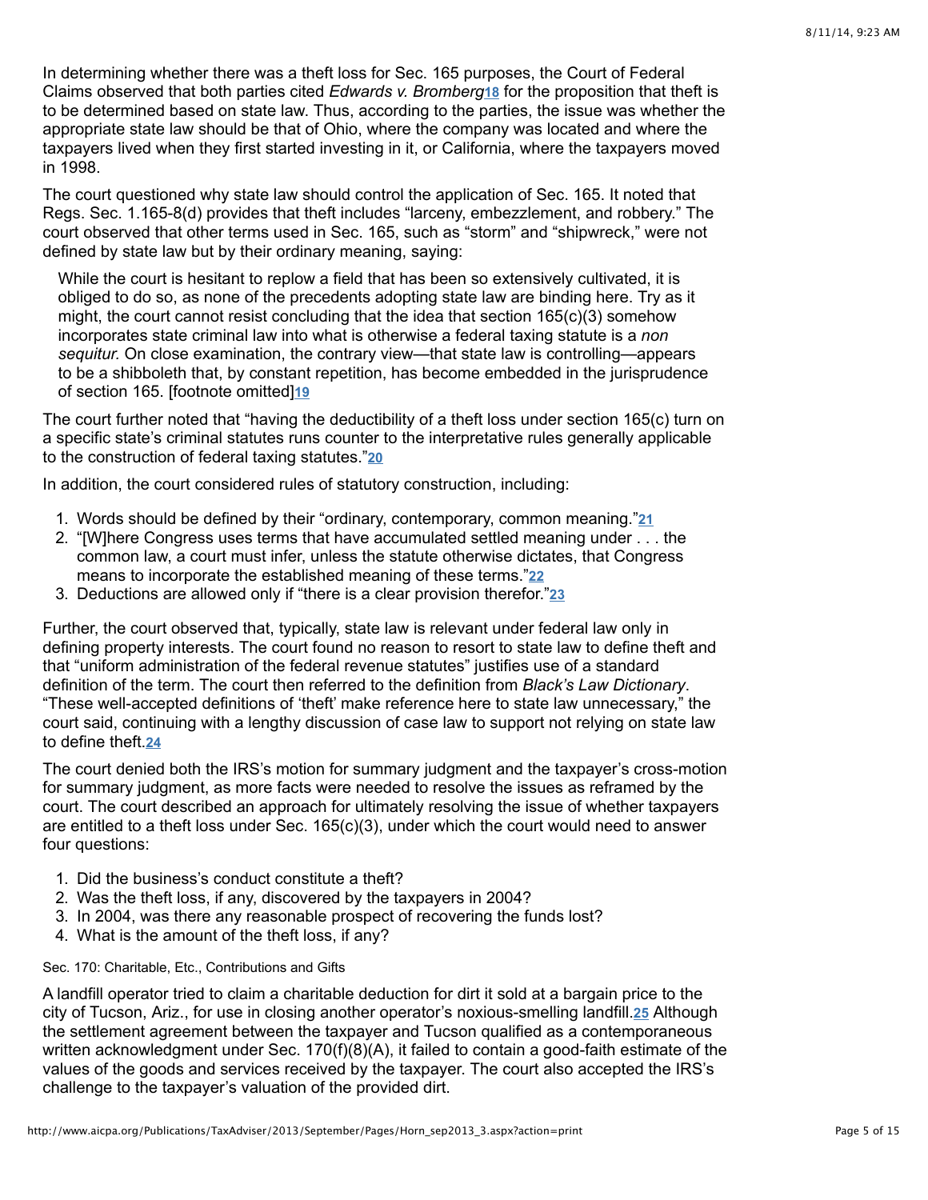In determining whether there was a theft loss for Sec. 165 purposes, the Court of Federal Claims observed that both parties cited *Edwards v. Bromberg*[18] for the proposition that theft is to be determined based on state law. Thus, according to the parties, the issue was whether the appropriate state law should be that of Ohio, where the company was located and where the taxpayers lived when they first started investing in it, or California, where the taxpayers moved in 1998.

The court questioned why state law should control the application of Sec. 165. It noted that Regs. Sec. 1.165-8(d) provides that theft includes "larceny, embezzlement, and robbery." The court observed that other terms used in Sec. 165, such as "storm" and "shipwreck," were not defined by state law but by their ordinary meaning, saying:

> While the court is hesitant to replow a field that has been so extensively cultivated, it is obliged to do so, as none of the precedents adopting state law are binding here. Try as it might, the court cannot resist concluding that the idea that section 165(c)(3) somehow incorporates state criminal law into what is otherwise a federal taxing statute is a *non sequitur.* On close examination, the contrary view—that state law is controlling—appears to be a shibboleth that, by constant repetition, has become embedded in the jurisprudence of section 165. [footnote omitted][19]

The court further noted that "having the deductibility of a theft loss under section 165(c) turn on a specific state's criminal statutes runs counter to the interpretative rules generally applicable to the construction of federal taxing statutes."[20]

In addition, the court considered rules of statutory construction, including:

1. Words should be defined by their "ordinary, contemporary, common meaning."[21]
2. "[W]here Congress uses terms that have accumulated settled meaning under . . . the common law, a court must infer, unless the statute otherwise dictates, that Congress means to incorporate the established meaning of these terms."[22]
3. Deductions are allowed only if "there is a clear provision therefor."[23]

Further, the court observed that, typically, state law is relevant under federal law only in defining property interests. The court found no reason to resort to state law to define theft and that "uniform administration of the federal revenue statutes" justifies use of a standard definition of the term. The court then referred to the definition from *Black's Law Dictionary*. "These well-accepted definitions of 'theft' make reference here to state law unnecessary," the court said, continuing with a lengthy discussion of case law to support not relying on state law to define theft.[24]

The court denied both the IRS's motion for summary judgment and the taxpayer's cross-motion for summary judgment, as more facts were needed to resolve the issues as reframed by the court. The court described an approach for ultimately resolving the issue of whether taxpayers are entitled to a theft loss under Sec. 165(c)(3), under which the court would need to answer four questions:

1. Did the business's conduct constitute a theft?
2. Was the theft loss, if any, discovered by the taxpayers in 2004?
3. In 2004, was there any reasonable prospect of recovering the funds lost?
4. What is the amount of the theft loss, if any?

#### Sec. 170: Charitable, Etc., Contributions and Gifts

A landfill operator tried to claim a charitable deduction for dirt it sold at a bargain price to the city of Tucson, Ariz., for use in closing another operator's noxious-smelling landfill.[25] Although the settlement agreement between the taxpayer and Tucson qualified as a contemporaneous written acknowledgment under Sec. 170(f)(8)(A), it failed to contain a good-faith estimate of the values of the goods and services received by the taxpayer. The court also accepted the IRS's challenge to the taxpayer's valuation of the provided dirt.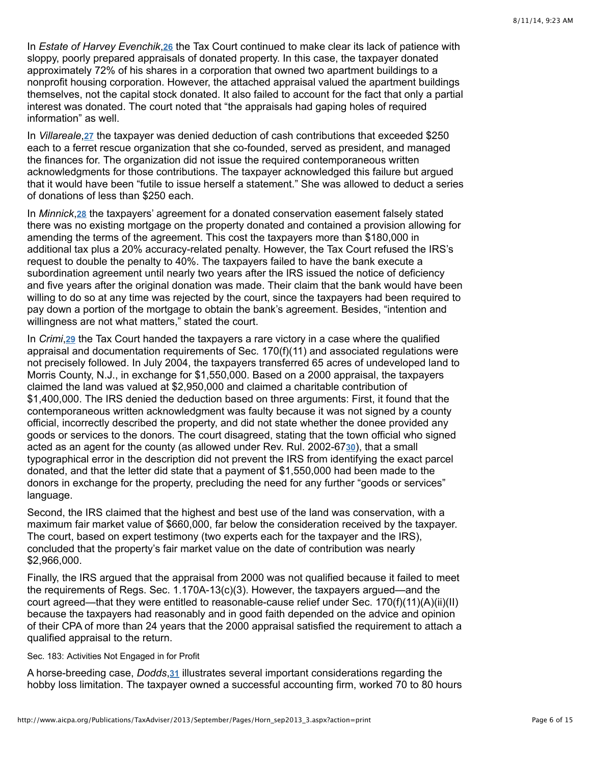In *Estate of Harvey Evenchik*,[26] the Tax Court continued to make clear its lack of patience with sloppy, poorly prepared appraisals of donated property. In this case, the taxpayer donated approximately 72% of his shares in a corporation that owned two apartment buildings to a nonprofit housing corporation. However, the attached appraisal valued the apartment buildings themselves, not the capital stock donated. It also failed to account for the fact that only a partial interest was donated. The court noted that "the appraisals had gaping holes of required information" as well.

In *Villareale*,[27] the taxpayer was denied deduction of cash contributions that exceeded $250 each to a ferret rescue organization that she co-founded, served as president, and managed the finances for. The organization did not issue the required contemporaneous written acknowledgments for those contributions. The taxpayer acknowledged this failure but argued that it would have been "futile to issue herself a statement." She was allowed to deduct a series of donations of less than $250 each.

In *Minnick*,[28] the taxpayers' agreement for a donated conservation easement falsely stated there was no existing mortgage on the property donated and contained a provision allowing for amending the terms of the agreement. This cost the taxpayers more than $180,000 in additional tax plus a 20% accuracy-related penalty. However, the Tax Court refused the IRS's request to double the penalty to 40%. The taxpayers failed to have the bank execute a subordination agreement until nearly two years after the IRS issued the notice of deficiency and five years after the original donation was made. Their claim that the bank would have been willing to do so at any time was rejected by the court, since the taxpayers had been required to pay down a portion of the mortgage to obtain the bank's agreement. Besides, "intention and willingness are not what matters," stated the court.

In *Crimi*,[29] the Tax Court handed the taxpayers a rare victory in a case where the qualified appraisal and documentation requirements of Sec. 170(f)(11) and associated regulations were not precisely followed. In July 2004, the taxpayers transferred 65 acres of undeveloped land to Morris County, N.J., in exchange for $1,550,000. Based on a 2000 appraisal, the taxpayers claimed the land was valued at $2,950,000 and claimed a charitable contribution of $1,400,000. The IRS denied the deduction based on three arguments: First, it found that the contemporaneous written acknowledgment was faulty because it was not signed by a county official, incorrectly described the property, and did not state whether the donee provided any goods or services to the donors. The court disagreed, stating that the town official who signed acted as an agent for the county (as allowed under Rev. Rul. 2002-67[30]), that a small typographical error in the description did not prevent the IRS from identifying the exact parcel donated, and that the letter did state that a payment of $1,550,000 had been made to the donors in exchange for the property, precluding the need for any further "goods or services" language.

Second, the IRS claimed that the highest and best use of the land was conservation, with a maximum fair market value of $660,000, far below the consideration received by the taxpayer. The court, based on expert testimony (two experts each for the taxpayer and the IRS), concluded that the property's fair market value on the date of contribution was nearly $2,966,000.

Finally, the IRS argued that the appraisal from 2000 was not qualified because it failed to meet the requirements of Regs. Sec. 1.170A-13(c)(3). However, the taxpayers argued—and the court agreed—that they were entitled to reasonable-cause relief under Sec. 170(f)(11)(A)(ii)(II) because the taxpayers had reasonably and in good faith depended on the advice and opinion of their CPA of more than 24 years that the 2000 appraisal satisfied the requirement to attach a qualified appraisal to the return.

#### Sec. 183: Activities Not Engaged in for Profit

A horse-breeding case, *Dodds*,[31] illustrates several important considerations regarding the hobby loss limitation. The taxpayer owned a successful accounting firm, worked 70 to 80 hours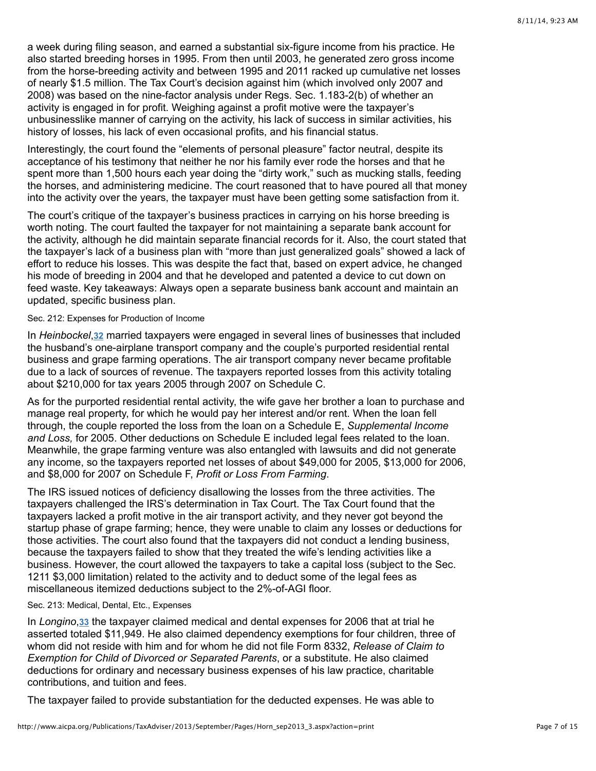a week during filing season, and earned a substantial six-figure income from his practice. He also started breeding horses in 1995. From then until 2003, he generated zero gross income from the horse-breeding activity and between 1995 and 2011 racked up cumulative net losses of nearly $1.5 million. The Tax Court's decision against him (which involved only 2007 and 2008) was based on the nine-factor analysis under Regs. Sec. 1.183-2(b) of whether an activity is engaged in for profit. Weighing against a profit motive were the taxpayer's unbusinesslike manner of carrying on the activity, his lack of success in similar activities, his history of losses, his lack of even occasional profits, and his financial status.

Interestingly, the court found the "elements of personal pleasure" factor neutral, despite its acceptance of his testimony that neither he nor his family ever rode the horses and that he spent more than 1,500 hours each year doing the "dirty work," such as mucking stalls, feeding the horses, and administering medicine. The court reasoned that to have poured all that money into the activity over the years, the taxpayer must have been getting some satisfaction from it.

The court's critique of the taxpayer's business practices in carrying on his horse breeding is worth noting. The court faulted the taxpayer for not maintaining a separate bank account for the activity, although he did maintain separate financial records for it. Also, the court stated that the taxpayer's lack of a business plan with "more than just generalized goals" showed a lack of effort to reduce his losses. This was despite the fact that, based on expert advice, he changed his mode of breeding in 2004 and that he developed and patented a device to cut down on feed waste. Key takeaways: Always open a separate business bank account and maintain an updated, specific business plan.

### Sec. 212: Expenses for Production of Income

In *Heinbockel*,[32] married taxpayers were engaged in several lines of businesses that included the husband's one-airplane transport company and the couple's purported residential rental business and grape farming operations. The air transport company never became profitable due to a lack of sources of revenue. The taxpayers reported losses from this activity totaling about $210,000 for tax years 2005 through 2007 on Schedule C.

As for the purported residential rental activity, the wife gave her brother a loan to purchase and manage real property, for which he would pay her interest and/or rent. When the loan fell through, the couple reported the loss from the loan on a Schedule E, *Supplemental Income and Loss,* for 2005. Other deductions on Schedule E included legal fees related to the loan. Meanwhile, the grape farming venture was also entangled with lawsuits and did not generate any income, so the taxpayers reported net losses of about $49,000 for 2005, $13,000 for 2006, and $8,000 for 2007 on Schedule F, *Profit or Loss From Farming*.

The IRS issued notices of deficiency disallowing the losses from the three activities. The taxpayers challenged the IRS's determination in Tax Court. The Tax Court found that the taxpayers lacked a profit motive in the air transport activity, and they never got beyond the startup phase of grape farming; hence, they were unable to claim any losses or deductions for those activities. The court also found that the taxpayers did not conduct a lending business, because the taxpayers failed to show that they treated the wife's lending activities like a business. However, the court allowed the taxpayers to take a capital loss (subject to the Sec. 1211 $3,000 limitation) related to the activity and to deduct some of the legal fees as miscellaneous itemized deductions subject to the 2%-of-AGI floor.

### Sec. 213: Medical, Dental, Etc., Expenses

In *Longino*,[33] the taxpayer claimed medical and dental expenses for 2006 that at trial he asserted totaled $11,949. He also claimed dependency exemptions for four children, three of whom did not reside with him and for whom he did not file Form 8332, *Release of Claim to Exemption for Child of Divorced or Separated Parents*, or a substitute. He also claimed deductions for ordinary and necessary business expenses of his law practice, charitable contributions, and tuition and fees.

The taxpayer failed to provide substantiation for the deducted expenses. He was able to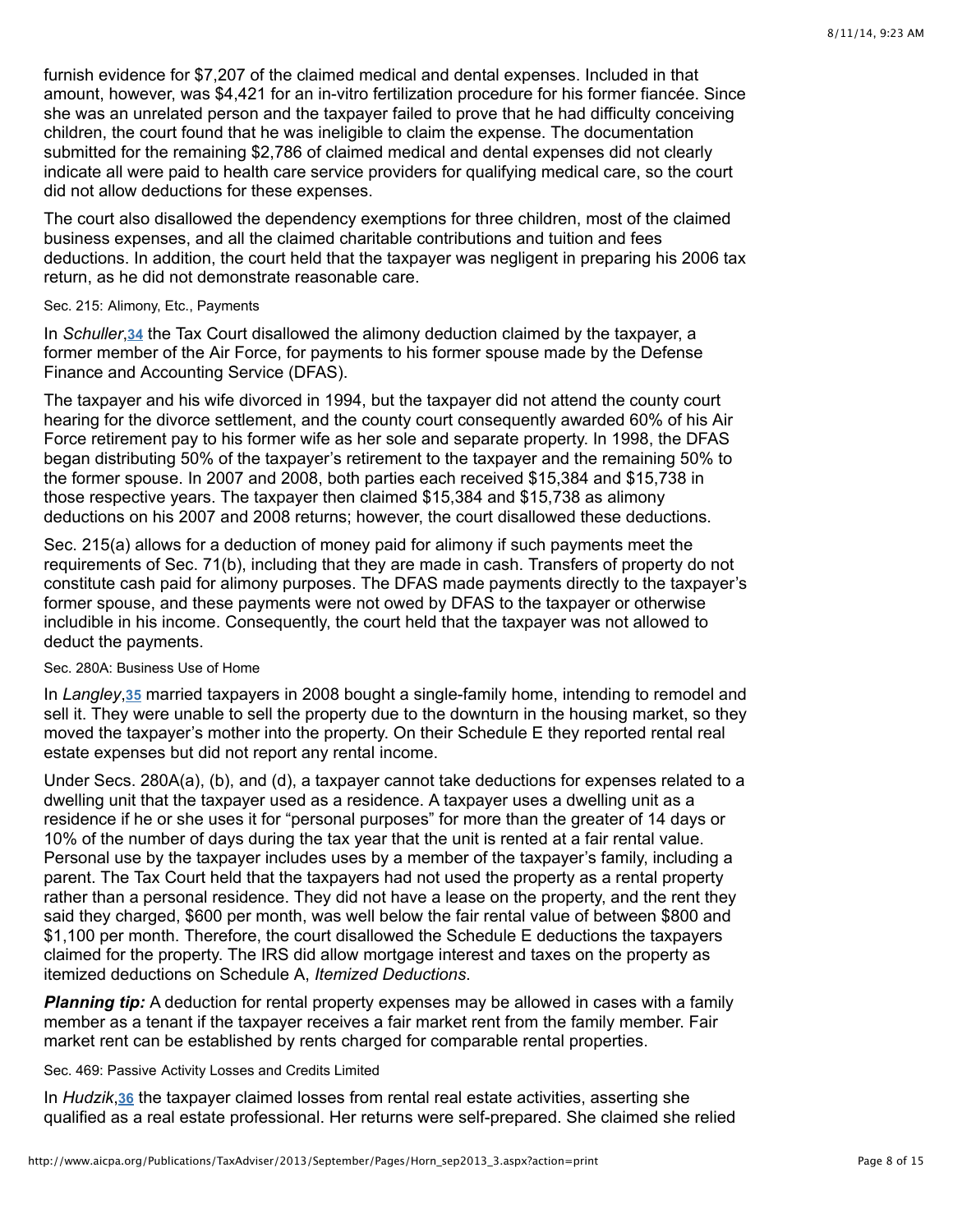furnish evidence for $7,207 of the claimed medical and dental expenses. Included in that amount, however, was $4,421 for an in-vitro fertilization procedure for his former fiancée. Since she was an unrelated person and the taxpayer failed to prove that he had difficulty conceiving children, the court found that he was ineligible to claim the expense. The documentation submitted for the remaining $2,786 of claimed medical and dental expenses did not clearly indicate all were paid to health care service providers for qualifying medical care, so the court did not allow deductions for these expenses.

The court also disallowed the dependency exemptions for three children, most of the claimed business expenses, and all the claimed charitable contributions and tuition and fees deductions. In addition, the court held that the taxpayer was negligent in preparing his 2006 tax return, as he did not demonstrate reasonable care.

#### Sec. 215: Alimony, Etc., Payments

In *Schuller*,[34] the Tax Court disallowed the alimony deduction claimed by the taxpayer, a former member of the Air Force, for payments to his former spouse made by the Defense Finance and Accounting Service (DFAS).

The taxpayer and his wife divorced in 1994, but the taxpayer did not attend the county court hearing for the divorce settlement, and the county court consequently awarded 60% of his Air Force retirement pay to his former wife as her sole and separate property. In 1998, the DFAS began distributing 50% of the taxpayer's retirement to the taxpayer and the remaining 50% to the former spouse. In 2007 and 2008, both parties each received $15,384 and $15,738 in those respective years. The taxpayer then claimed $15,384 and $15,738 as alimony deductions on his 2007 and 2008 returns; however, the court disallowed these deductions.

Sec. 215(a) allows for a deduction of money paid for alimony if such payments meet the requirements of Sec. 71(b), including that they are made in cash. Transfers of property do not constitute cash paid for alimony purposes. The DFAS made payments directly to the taxpayer's former spouse, and these payments were not owed by DFAS to the taxpayer or otherwise includible in his income. Consequently, the court held that the taxpayer was not allowed to deduct the payments.

#### Sec. 280A: Business Use of Home

In *Langley*,[35] married taxpayers in 2008 bought a single-family home, intending to remodel and sell it. They were unable to sell the property due to the downturn in the housing market, so they moved the taxpayer's mother into the property. On their Schedule E they reported rental real estate expenses but did not report any rental income.

Under Secs. 280A(a), (b), and (d), a taxpayer cannot take deductions for expenses related to a dwelling unit that the taxpayer used as a residence. A taxpayer uses a dwelling unit as a residence if he or she uses it for "personal purposes" for more than the greater of 14 days or 10% of the number of days during the tax year that the unit is rented at a fair rental value. Personal use by the taxpayer includes uses by a member of the taxpayer's family, including a parent. The Tax Court held that the taxpayers had not used the property as a rental property rather than a personal residence. They did not have a lease on the property, and the rent they said they charged, $600 per month, was well below the fair rental value of between $800 and $1,100 per month. Therefore, the court disallowed the Schedule E deductions the taxpayers claimed for the property. The IRS did allow mortgage interest and taxes on the property as itemized deductions on Schedule A, *Itemized Deductions*.

***Planning tip:*** A deduction for rental property expenses may be allowed in cases with a family member as a tenant if the taxpayer receives a fair market rent from the family member. Fair market rent can be established by rents charged for comparable rental properties.

#### Sec. 469: Passive Activity Losses and Credits Limited

In *Hudzik*,[36] the taxpayer claimed losses from rental real estate activities, asserting she qualified as a real estate professional. Her returns were self-prepared. She claimed she relied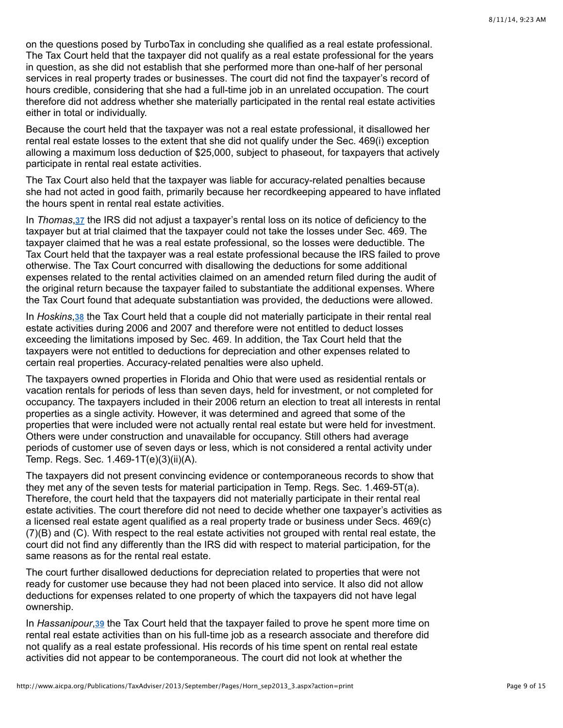on the questions posed by TurboTax in concluding she qualified as a real estate professional. The Tax Court held that the taxpayer did not qualify as a real estate professional for the years in question, as she did not establish that she performed more than one-half of her personal services in real property trades or businesses. The court did not find the taxpayer's record of hours credible, considering that she had a full-time job in an unrelated occupation. The court therefore did not address whether she materially participated in the rental real estate activities either in total or individually.

Because the court held that the taxpayer was not a real estate professional, it disallowed her rental real estate losses to the extent that she did not qualify under the Sec. 469(i) exception allowing a maximum loss deduction of $25,000, subject to phaseout, for taxpayers that actively participate in rental real estate activities.

The Tax Court also held that the taxpayer was liable for accuracy-related penalties because she had not acted in good faith, primarily because her recordkeeping appeared to have inflated the hours spent in rental real estate activities.

In *Thomas*,[37] the IRS did not adjust a taxpayer's rental loss on its notice of deficiency to the taxpayer but at trial claimed that the taxpayer could not take the losses under Sec. 469. The taxpayer claimed that he was a real estate professional, so the losses were deductible. The Tax Court held that the taxpayer was a real estate professional because the IRS failed to prove otherwise. The Tax Court concurred with disallowing the deductions for some additional expenses related to the rental activities claimed on an amended return filed during the audit of the original return because the taxpayer failed to substantiate the additional expenses. Where the Tax Court found that adequate substantiation was provided, the deductions were allowed.

In *Hoskins*,[38] the Tax Court held that a couple did not materially participate in their rental real estate activities during 2006 and 2007 and therefore were not entitled to deduct losses exceeding the limitations imposed by Sec. 469. In addition, the Tax Court held that the taxpayers were not entitled to deductions for depreciation and other expenses related to certain real properties. Accuracy-related penalties were also upheld.

The taxpayers owned properties in Florida and Ohio that were used as residential rentals or vacation rentals for periods of less than seven days, held for investment, or not completed for occupancy. The taxpayers included in their 2006 return an election to treat all interests in rental properties as a single activity. However, it was determined and agreed that some of the properties that were included were not actually rental real estate but were held for investment. Others were under construction and unavailable for occupancy. Still others had average periods of customer use of seven days or less, which is not considered a rental activity under Temp. Regs. Sec. 1.469-1T(e)(3)(ii)(A).

The taxpayers did not present convincing evidence or contemporaneous records to show that they met any of the seven tests for material participation in Temp. Regs. Sec. 1.469-5T(a). Therefore, the court held that the taxpayers did not materially participate in their rental real estate activities. The court therefore did not need to decide whether one taxpayer's activities as a licensed real estate agent qualified as a real property trade or business under Secs. 469(c)(7)(B) and (C). With respect to the real estate activities not grouped with rental real estate, the court did not find any differently than the IRS did with respect to material participation, for the same reasons as for the rental real estate.

The court further disallowed deductions for depreciation related to properties that were not ready for customer use because they had not been placed into service. It also did not allow deductions for expenses related to one property of which the taxpayers did not have legal ownership.

In *Hassanipour*,[39] the Tax Court held that the taxpayer failed to prove he spent more time on rental real estate activities than on his full-time job as a research associate and therefore did not qualify as a real estate professional. His records of his time spent on rental real estate activities did not appear to be contemporaneous. The court did not look at whether the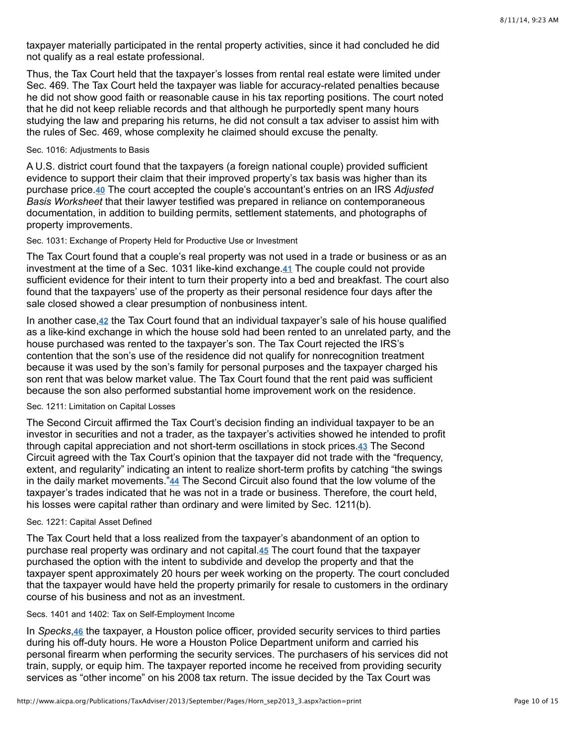taxpayer materially participated in the rental property activities, since it had concluded he did not qualify as a real estate professional.

Thus, the Tax Court held that the taxpayer's losses from rental real estate were limited under Sec. 469. The Tax Court held the taxpayer was liable for accuracy-related penalties because he did not show good faith or reasonable cause in his tax reporting positions. The court noted that he did not keep reliable records and that although he purportedly spent many hours studying the law and preparing his returns, he did not consult a tax adviser to assist him with the rules of Sec. 469, whose complexity he claimed should excuse the penalty.

#### Sec. 1016: Adjustments to Basis

A U.S. district court found that the taxpayers (a foreign national couple) provided sufficient evidence to support their claim that their improved property's tax basis was higher than its purchase price.[40] The court accepted the couple's accountant's entries on an IRS *Adjusted Basis Worksheet* that their lawyer testified was prepared in reliance on contemporaneous documentation, in addition to building permits, settlement statements, and photographs of property improvements.

#### Sec. 1031: Exchange of Property Held for Productive Use or Investment

The Tax Court found that a couple's real property was not used in a trade or business or as an investment at the time of a Sec. 1031 like-kind exchange.[41] The couple could not provide sufficient evidence for their intent to turn their property into a bed and breakfast. The court also found that the taxpayers' use of the property as their personal residence four days after the sale closed showed a clear presumption of nonbusiness intent.

In another case,[42] the Tax Court found that an individual taxpayer's sale of his house qualified as a like-kind exchange in which the house sold had been rented to an unrelated party, and the house purchased was rented to the taxpayer's son. The Tax Court rejected the IRS's contention that the son's use of the residence did not qualify for nonrecognition treatment because it was used by the son's family for personal purposes and the taxpayer charged his son rent that was below market value. The Tax Court found that the rent paid was sufficient because the son also performed substantial home improvement work on the residence.

#### Sec. 1211: Limitation on Capital Losses

The Second Circuit affirmed the Tax Court's decision finding an individual taxpayer to be an investor in securities and not a trader, as the taxpayer's activities showed he intended to profit through capital appreciation and not short-term oscillations in stock prices.[43] The Second Circuit agreed with the Tax Court's opinion that the taxpayer did not trade with the "frequency, extent, and regularity" indicating an intent to realize short-term profits by catching "the swings in the daily market movements."[44] The Second Circuit also found that the low volume of the taxpayer's trades indicated that he was not in a trade or business. Therefore, the court held, his losses were capital rather than ordinary and were limited by Sec. 1211(b).

#### Sec. 1221: Capital Asset Defined

The Tax Court held that a loss realized from the taxpayer's abandonment of an option to purchase real property was ordinary and not capital.[45] The court found that the taxpayer purchased the option with the intent to subdivide and develop the property and that the taxpayer spent approximately 20 hours per week working on the property. The court concluded that the taxpayer would have held the property primarily for resale to customers in the ordinary course of his business and not as an investment.

#### Secs. 1401 and 1402: Tax on Self-Employment Income

In *Specks*,[46] the taxpayer, a Houston police officer, provided security services to third parties during his off-duty hours. He wore a Houston Police Department uniform and carried his personal firearm when performing the security services. The purchasers of his services did not train, supply, or equip him. The taxpayer reported income he received from providing security services as "other income" on his 2008 tax return. The issue decided by the Tax Court was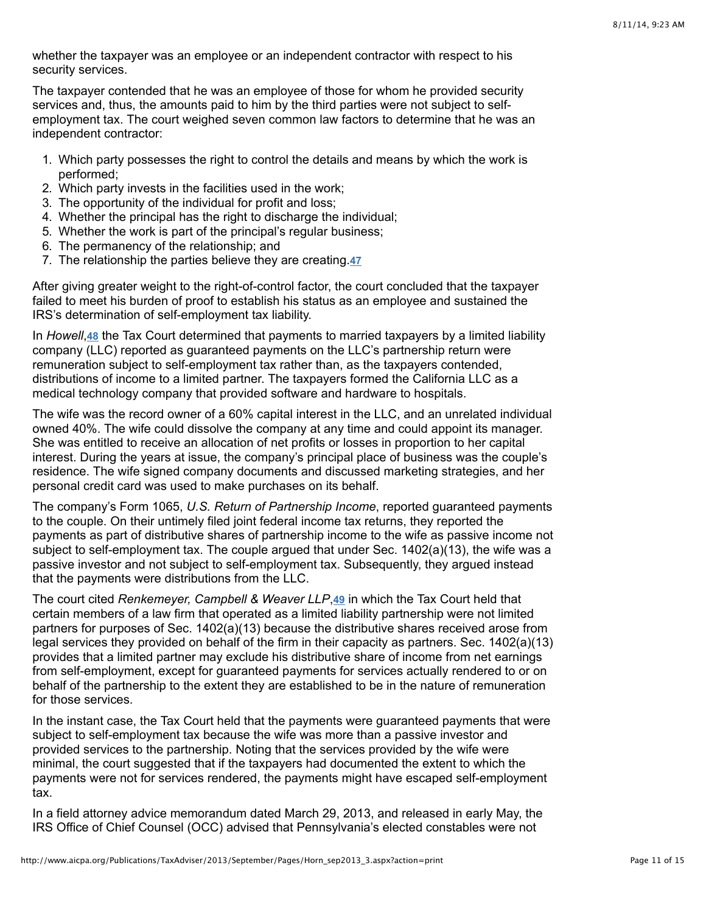whether the taxpayer was an employee or an independent contractor with respect to his security services.

The taxpayer contended that he was an employee of those for whom he provided security services and, thus, the amounts paid to him by the third parties were not subject to self-employment tax. The court weighed seven common law factors to determine that he was an independent contractor:

1. Which party possesses the right to control the details and means by which the work is performed;
2. Which party invests in the facilities used in the work;
3. The opportunity of the individual for profit and loss;
4. Whether the principal has the right to discharge the individual;
5. Whether the work is part of the principal's regular business;
6. The permanency of the relationship; and
7. The relationship the parties believe they are creating.[47]

After giving greater weight to the right-of-control factor, the court concluded that the taxpayer failed to meet his burden of proof to establish his status as an employee and sustained the IRS's determination of self-employment tax liability.

In *Howell*,[48] the Tax Court determined that payments to married taxpayers by a limited liability company (LLC) reported as guaranteed payments on the LLC's partnership return were remuneration subject to self-employment tax rather than, as the taxpayers contended, distributions of income to a limited partner. The taxpayers formed the California LLC as a medical technology company that provided software and hardware to hospitals.

The wife was the record owner of a 60% capital interest in the LLC, and an unrelated individual owned 40%. The wife could dissolve the company at any time and could appoint its manager. She was entitled to receive an allocation of net profits or losses in proportion to her capital interest. During the years at issue, the company's principal place of business was the couple's residence. The wife signed company documents and discussed marketing strategies, and her personal credit card was used to make purchases on its behalf.

The company's Form 1065, *U.S. Return of Partnership Income*, reported guaranteed payments to the couple. On their untimely filed joint federal income tax returns, they reported the payments as part of distributive shares of partnership income to the wife as passive income not subject to self-employment tax. The couple argued that under Sec. 1402(a)(13), the wife was a passive investor and not subject to self-employment tax. Subsequently, they argued instead that the payments were distributions from the LLC.

The court cited *Renkemeyer, Campbell & Weaver LLP*,[49] in which the Tax Court held that certain members of a law firm that operated as a limited liability partnership were not limited partners for purposes of Sec. 1402(a)(13) because the distributive shares received arose from legal services they provided on behalf of the firm in their capacity as partners. Sec. 1402(a)(13) provides that a limited partner may exclude his distributive share of income from net earnings from self-employment, except for guaranteed payments for services actually rendered to or on behalf of the partnership to the extent they are established to be in the nature of remuneration for those services.

In the instant case, the Tax Court held that the payments were guaranteed payments that were subject to self-employment tax because the wife was more than a passive investor and provided services to the partnership. Noting that the services provided by the wife were minimal, the court suggested that if the taxpayers had documented the extent to which the payments were not for services rendered, the payments might have escaped self-employment tax.

In a field attorney advice memorandum dated March 29, 2013, and released in early May, the IRS Office of Chief Counsel (OCC) advised that Pennsylvania's elected constables were not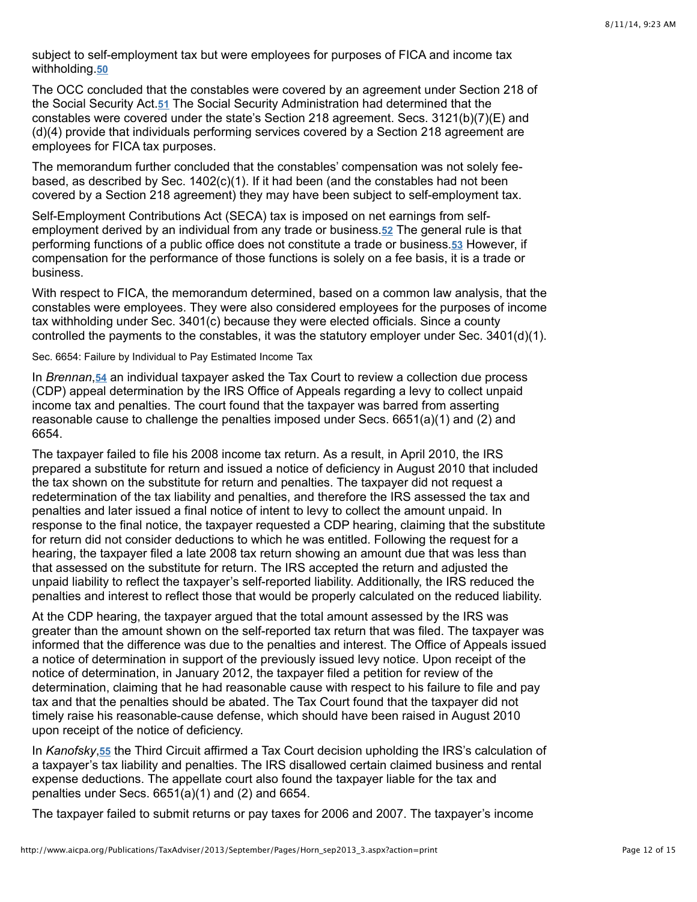subject to self-employment tax but were employees for purposes of FICA and income tax withholding.[50]

The OCC concluded that the constables were covered by an agreement under Section 218 of the Social Security Act.[51] The Social Security Administration had determined that the constables were covered under the state's Section 218 agreement. Secs. 3121(b)(7)(E) and (d)(4) provide that individuals performing services covered by a Section 218 agreement are employees for FICA tax purposes.

The memorandum further concluded that the constables' compensation was not solely fee-based, as described by Sec. 1402(c)(1). If it had been (and the constables had not been covered by a Section 218 agreement) they may have been subject to self-employment tax.

Self-Employment Contributions Act (SECA) tax is imposed on net earnings from self-employment derived by an individual from any trade or business.[52] The general rule is that performing functions of a public office does not constitute a trade or business.[53] However, if compensation for the performance of those functions is solely on a fee basis, it is a trade or business.

With respect to FICA, the memorandum determined, based on a common law analysis, that the constables were employees. They were also considered employees for the purposes of income tax withholding under Sec. 3401(c) because they were elected officials. Since a county controlled the payments to the constables, it was the statutory employer under Sec. 3401(d)(1).

### Sec. 6654: Failure by Individual to Pay Estimated Income Tax

In *Brennan*,[54] an individual taxpayer asked the Tax Court to review a collection due process (CDP) appeal determination by the IRS Office of Appeals regarding a levy to collect unpaid income tax and penalties. The court found that the taxpayer was barred from asserting reasonable cause to challenge the penalties imposed under Secs. 6651(a)(1) and (2) and 6654.

The taxpayer failed to file his 2008 income tax return. As a result, in April 2010, the IRS prepared a substitute for return and issued a notice of deficiency in August 2010 that included the tax shown on the substitute for return and penalties. The taxpayer did not request a redetermination of the tax liability and penalties, and therefore the IRS assessed the tax and penalties and later issued a final notice of intent to levy to collect the amount unpaid. In response to the final notice, the taxpayer requested a CDP hearing, claiming that the substitute for return did not consider deductions to which he was entitled. Following the request for a hearing, the taxpayer filed a late 2008 tax return showing an amount due that was less than that assessed on the substitute for return. The IRS accepted the return and adjusted the unpaid liability to reflect the taxpayer's self-reported liability. Additionally, the IRS reduced the penalties and interest to reflect those that would be properly calculated on the reduced liability.

At the CDP hearing, the taxpayer argued that the total amount assessed by the IRS was greater than the amount shown on the self-reported tax return that was filed. The taxpayer was informed that the difference was due to the penalties and interest. The Office of Appeals issued a notice of determination in support of the previously issued levy notice. Upon receipt of the notice of determination, in January 2012, the taxpayer filed a petition for review of the determination, claiming that he had reasonable cause with respect to his failure to file and pay tax and that the penalties should be abated. The Tax Court found that the taxpayer did not timely raise his reasonable-cause defense, which should have been raised in August 2010 upon receipt of the notice of deficiency.

In *Kanofsky*,[55] the Third Circuit affirmed a Tax Court decision upholding the IRS's calculation of a taxpayer's tax liability and penalties. The IRS disallowed certain claimed business and rental expense deductions. The appellate court also found the taxpayer liable for the tax and penalties under Secs. 6651(a)(1) and (2) and 6654.

The taxpayer failed to submit returns or pay taxes for 2006 and 2007. The taxpayer's income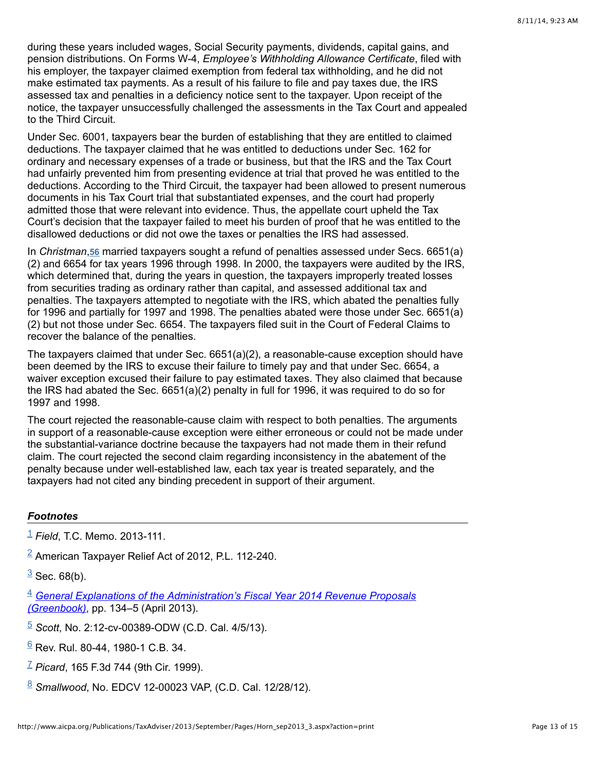during these years included wages, Social Security payments, dividends, capital gains, and pension distributions. On Forms W-4, *Employee's Withholding Allowance Certificate*, filed with his employer, the taxpayer claimed exemption from federal tax withholding, and he did not make estimated tax payments. As a result of his failure to file and pay taxes due, the IRS assessed tax and penalties in a deficiency notice sent to the taxpayer. Upon receipt of the notice, the taxpayer unsuccessfully challenged the assessments in the Tax Court and appealed to the Third Circuit.

Under Sec. 6001, taxpayers bear the burden of establishing that they are entitled to claimed deductions. The taxpayer claimed that he was entitled to deductions under Sec. 162 for ordinary and necessary expenses of a trade or business, but that the IRS and the Tax Court had unfairly prevented him from presenting evidence at trial that proved he was entitled to the deductions. According to the Third Circuit, the taxpayer had been allowed to present numerous documents in his Tax Court trial that substantiated expenses, and the court had properly admitted those that were relevant into evidence. Thus, the appellate court upheld the Tax Court's decision that the taxpayer failed to meet his burden of proof that he was entitled to the disallowed deductions or did not owe the taxes or penalties the IRS had assessed.

In *Christman*,[56] married taxpayers sought a refund of penalties assessed under Secs. 6651(a)(2) and 6654 for tax years 1996 through 1998. In 2000, the taxpayers were audited by the IRS, which determined that, during the years in question, the taxpayers improperly treated losses from securities trading as ordinary rather than capital, and assessed additional tax and penalties. The taxpayers attempted to negotiate with the IRS, which abated the penalties fully for 1996 and partially for 1997 and 1998. The penalties abated were those under Sec. 6651(a)(2) but not those under Sec. 6654. The taxpayers filed suit in the Court of Federal Claims to recover the balance of the penalties.

The taxpayers claimed that under Sec. 6651(a)(2), a reasonable-cause exception should have been deemed by the IRS to excuse their failure to timely pay and that under Sec. 6654, a waiver exception excused their failure to pay estimated taxes. They also claimed that because the IRS had abated the Sec. 6651(a)(2) penalty in full for 1996, it was required to do so for 1997 and 1998.

The court rejected the reasonable-cause claim with respect to both penalties. The arguments in support of a reasonable-cause exception were either erroneous or could not be made under the substantial-variance doctrine because the taxpayers had not made them in their refund claim. The court rejected the second claim regarding inconsistency in the abatement of the penalty because under well-established law, each tax year is treated separately, and the taxpayers had not cited any binding precedent in support of their argument.

### *Footnotes*

[1] *Field*, T.C. Memo. 2013-111.

[2] American Taxpayer Relief Act of 2012, P.L. 112-240.

[3] Sec. 68(b).

[4] *General Explanations of the Administration's Fiscal Year 2014 Revenue Proposals (Greenbook)*, pp. 134–5 (April 2013).

[5] *Scott*, No. 2:12-cv-00389-ODW (C.D. Cal. 4/5/13).

[6] Rev. Rul. 80-44, 1980-1 C.B. 34.

[7] *Picard*, 165 F.3d 744 (9th Cir. 1999).

[8] *Smallwood*, No. EDCV 12-00023 VAP, (C.D. Cal. 12/28/12).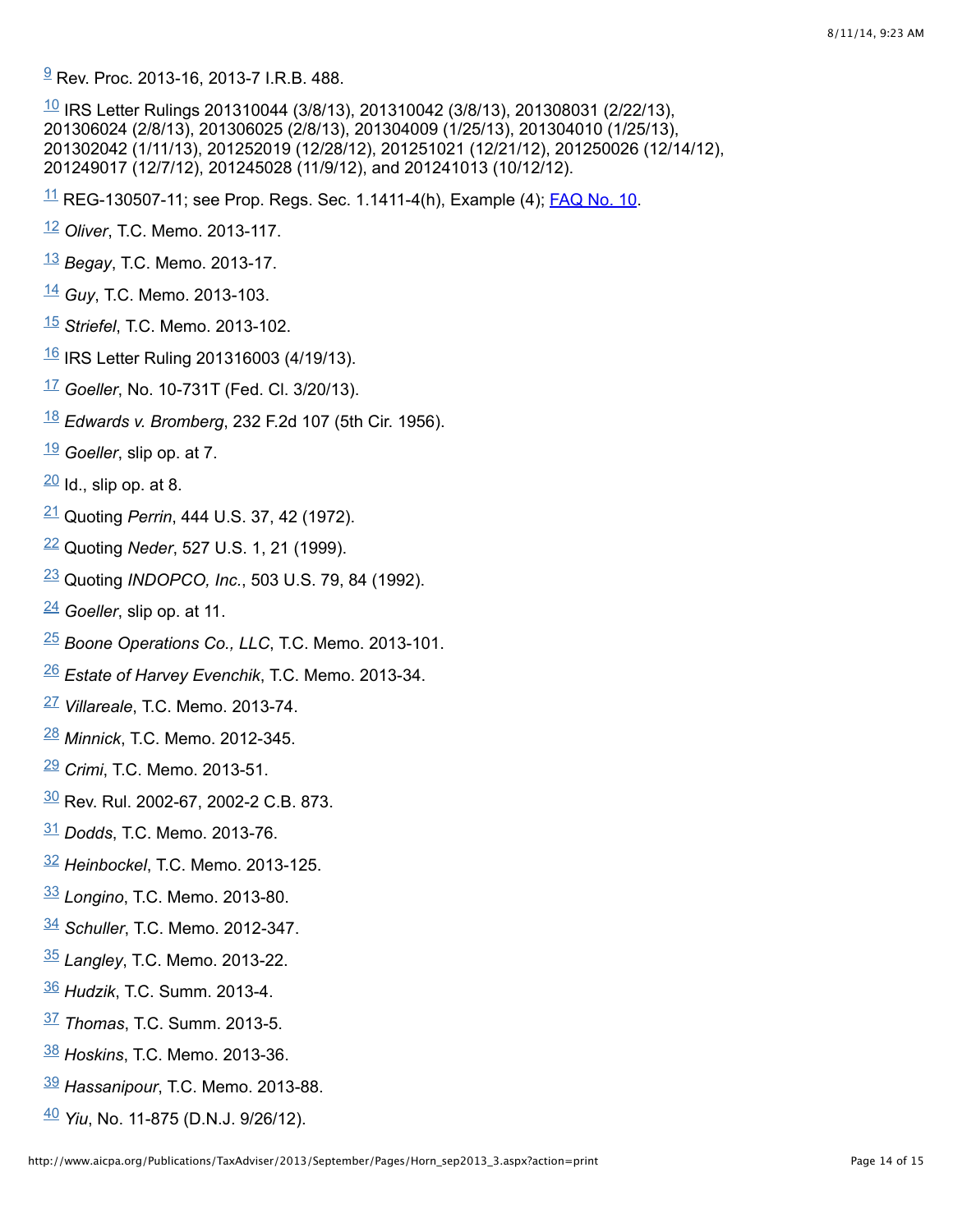[9] Rev. Proc. 2013-16, 2013-7 I.R.B. 488.

[10] IRS Letter Rulings 201310044 (3/8/13), 201310042 (3/8/13), 201308031 (2/22/13), 201306024 (2/8/13), 201306025 (2/8/13), 201304009 (1/25/13), 201304010 (1/25/13), 201302042 (1/11/13), 201252019 (12/28/12), 201251021 (12/21/12), 201250026 (12/14/12), 201249017 (12/7/12), 201245028 (11/9/12), and 201241013 (10/12/12).

[11] REG-130507-11; see Prop. Regs. Sec. 1.1411-4(h), Example (4); FAQ No. 10.

[12] *Oliver*, T.C. Memo. 2013-117.

[13] *Begay*, T.C. Memo. 2013-17.

[14] *Guy*, T.C. Memo. 2013-103.

[15] *Striefel*, T.C. Memo. 2013-102.

[16] IRS Letter Ruling 201316003 (4/19/13).

[17] *Goeller*, No. 10-731T (Fed. Cl. 3/20/13).

[18] *Edwards v. Bromberg*, 232 F.2d 107 (5th Cir. 1956).

[19] *Goeller*, slip op. at 7.

[20] Id., slip op. at 8.

[21] Quoting *Perrin*, 444 U.S. 37, 42 (1972).

[22] Quoting *Neder*, 527 U.S. 1, 21 (1999).

[23] Quoting *INDOPCO, Inc.*, 503 U.S. 79, 84 (1992).

[24] *Goeller*, slip op. at 11.

[25] *Boone Operations Co., LLC*, T.C. Memo. 2013-101.

[26] *Estate of Harvey Evenchik*, T.C. Memo. 2013-34.

[27] *Villareale*, T.C. Memo. 2013-74.

[28] *Minnick*, T.C. Memo. 2012-345.

[29] *Crimi*, T.C. Memo. 2013-51.

[30] Rev. Rul. 2002-67, 2002-2 C.B. 873.

[31] *Dodds*, T.C. Memo. 2013-76.

[32] *Heinbockel*, T.C. Memo. 2013-125.

[33] *Longino*, T.C. Memo. 2013-80.

[34] *Schuller*, T.C. Memo. 2012-347.

[35] *Langley*, T.C. Memo. 2013-22.

[36] *Hudzik*, T.C. Summ. 2013-4.

[37] *Thomas*, T.C. Summ. 2013-5.

[38] *Hoskins*, T.C. Memo. 2013-36.

[39] *Hassanipour*, T.C. Memo. 2013-88.

[40] *Yiu*, No. 11-875 (D.N.J. 9/26/12).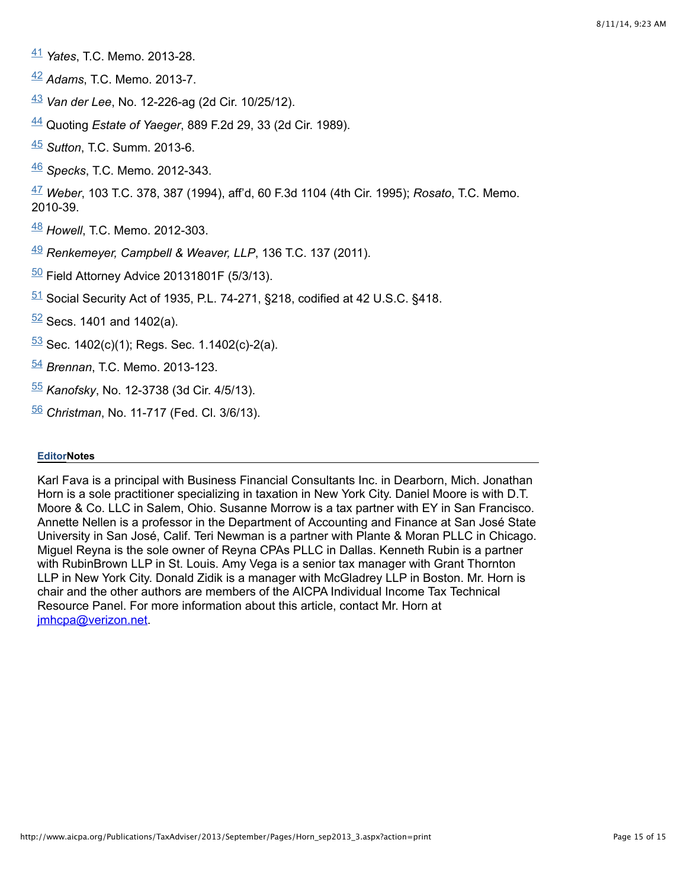[41] *Yates*, T.C. Memo. 2013-28.

[42] *Adams*, T.C. Memo. 2013-7.

[43] *Van der Lee*, No. 12-226-ag (2d Cir. 10/25/12).

[44] Quoting *Estate of Yaeger*, 889 F.2d 29, 33 (2d Cir. 1989).

[45] *Sutton*, T.C. Summ. 2013-6.

[46] *Specks*, T.C. Memo. 2012-343.

[47] *Weber*, 103 T.C. 378, 387 (1994), aff'd, 60 F.3d 1104 (4th Cir. 1995); *Rosato*, T.C. Memo. 2010-39.

[48] *Howell*, T.C. Memo. 2012-303.

[49] *Renkemeyer, Campbell & Weaver, LLP*, 136 T.C. 137 (2011).

[50] Field Attorney Advice 20131801F (5/3/13).

[51] Social Security Act of 1935, P.L. 74-271, §218, codified at 42 U.S.C. §418.

[52] Secs. 1401 and 1402(a).

[53] Sec. 1402(c)(1); Regs. Sec. 1.1402(c)-2(a).

[54] *Brennan*, T.C. Memo. 2013-123.

[55] *Kanofsky*, No. 12-3738 (3d Cir. 4/5/13).

[56] *Christman*, No. 11-717 (Fed. Cl. 3/6/13).

**EditorNotes**

Karl Fava is a principal with Business Financial Consultants Inc. in Dearborn, Mich. Jonathan Horn is a sole practitioner specializing in taxation in New York City. Daniel Moore is with D.T. Moore & Co. LLC in Salem, Ohio. Susanne Morrow is a tax partner with EY in San Francisco. Annette Nellen is a professor in the Department of Accounting and Finance at San José State University in San José, Calif. Teri Newman is a partner with Plante & Moran PLLC in Chicago. Miguel Reyna is the sole owner of Reyna CPAs PLLC in Dallas. Kenneth Rubin is a partner with RubinBrown LLP in St. Louis. Amy Vega is a senior tax manager with Grant Thornton LLP in New York City. Donald Zidik is a manager with McGladrey LLP in Boston. Mr. Horn is chair and the other authors are members of the AICPA Individual Income Tax Technical Resource Panel. For more information about this article, contact Mr. Horn at jmhcpa@verizon.net.